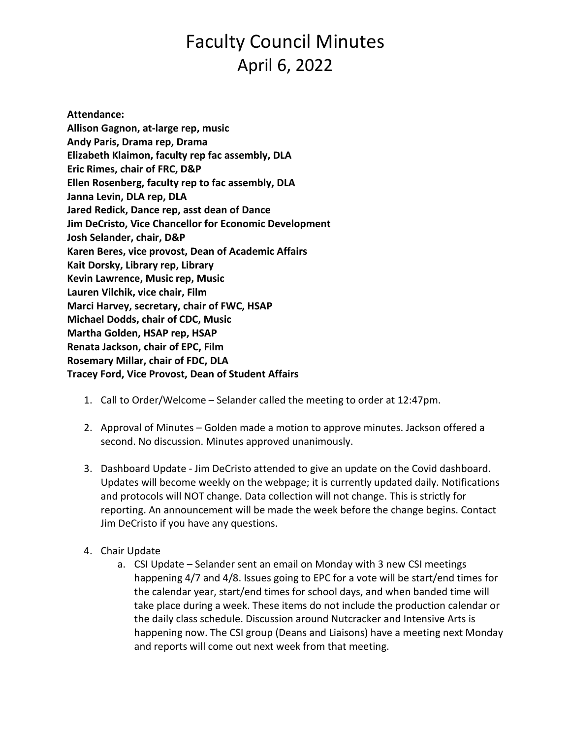# Faculty Council Minutes
## April 6, 2022

**Attendance:**
**Allison Gagnon, at-large rep, music**
**Andy Paris, Drama rep, Drama**
**Elizabeth Klaimon, faculty rep fac assembly, DLA**
**Eric Rimes, chair of FRC, D&P**
**Ellen Rosenberg, faculty rep to fac assembly, DLA**
**Janna Levin, DLA rep, DLA**
**Jared Redick, Dance rep, asst dean of Dance**
**Jim DeCristo, Vice Chancellor for Economic Development**
**Josh Selander, chair, D&P**
**Karen Beres, vice provost, Dean of Academic Affairs**
**Kait Dorsky, Library rep, Library**
**Kevin Lawrence, Music rep, Music**
**Lauren Vilchik, vice chair, Film**
**Marci Harvey, secretary, chair of FWC, HSAP**
**Michael Dodds, chair of CDC, Music**
**Martha Golden, HSAP rep, HSAP**
**Renata Jackson, chair of EPC, Film**
**Rosemary Millar, chair of FDC, DLA**
**Tracey Ford, Vice Provost, Dean of Student Affairs**

1. Call to Order/Welcome – Selander called the meeting to order at 12:47pm.

2. Approval of Minutes – Golden made a motion to approve minutes. Jackson offered a second. No discussion. Minutes approved unanimously.

3. Dashboard Update - Jim DeCristo attended to give an update on the Covid dashboard. Updates will become weekly on the webpage; it is currently updated daily. Notifications and protocols will NOT change. Data collection will not change. This is strictly for reporting. An announcement will be made the week before the change begins. Contact Jim DeCristo if you have any questions.

4. Chair Update
   a. CSI Update – Selander sent an email on Monday with 3 new CSI meetings happening 4/7 and 4/8. Issues going to EPC for a vote will be start/end times for the calendar year, start/end times for school days, and when banded time will take place during a week. These items do not include the production calendar or the daily class schedule. Discussion around Nutcracker and Intensive Arts is happening now. The CSI group (Deans and Liaisons) have a meeting next Monday and reports will come out next week from that meeting.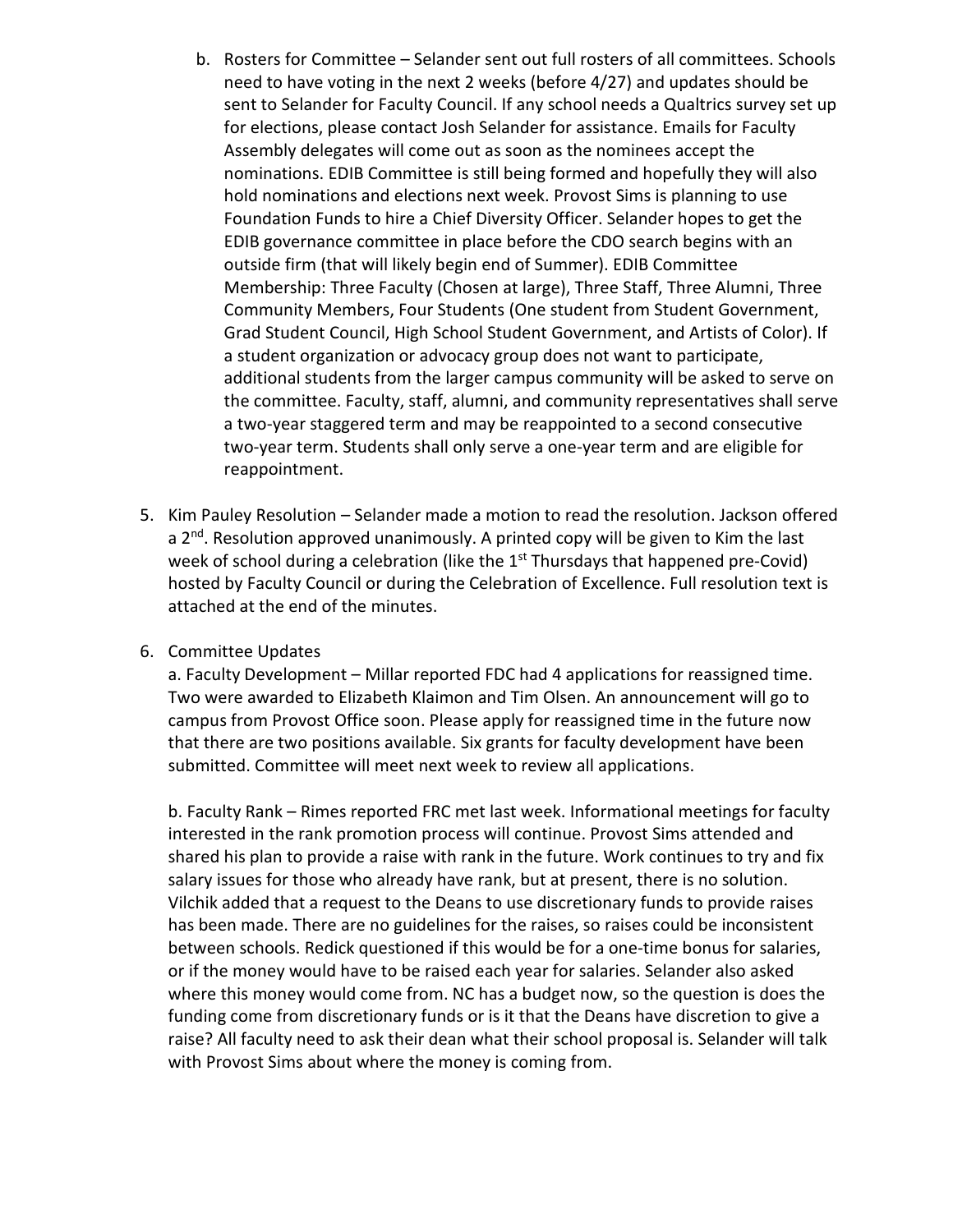b. Rosters for Committee – Selander sent out full rosters of all committees. Schools need to have voting in the next 2 weeks (before 4/27) and updates should be sent to Selander for Faculty Council. If any school needs a Qualtrics survey set up for elections, please contact Josh Selander for assistance. Emails for Faculty Assembly delegates will come out as soon as the nominees accept the nominations. EDIB Committee is still being formed and hopefully they will also hold nominations and elections next week. Provost Sims is planning to use Foundation Funds to hire a Chief Diversity Officer. Selander hopes to get the EDIB governance committee in place before the CDO search begins with an outside firm (that will likely begin end of Summer). EDIB Committee Membership: Three Faculty (Chosen at large), Three Staff, Three Alumni, Three Community Members, Four Students (One student from Student Government, Grad Student Council, High School Student Government, and Artists of Color). If a student organization or advocacy group does not want to participate, additional students from the larger campus community will be asked to serve on the committee. Faculty, staff, alumni, and community representatives shall serve a two-year staggered term and may be reappointed to a second consecutive two-year term. Students shall only serve a one-year term and are eligible for reappointment.

5. Kim Pauley Resolution – Selander made a motion to read the resolution. Jackson offered a 2nd. Resolution approved unanimously. A printed copy will be given to Kim the last week of school during a celebration (like the 1st Thursdays that happened pre-Covid) hosted by Faculty Council or during the Celebration of Excellence. Full resolution text is attached at the end of the minutes.

6. Committee Updates

   a. Faculty Development – Millar reported FDC had 4 applications for reassigned time. Two were awarded to Elizabeth Klaimon and Tim Olsen. An announcement will go to campus from Provost Office soon. Please apply for reassigned time in the future now that there are two positions available. Six grants for faculty development have been submitted. Committee will meet next week to review all applications.

   b. Faculty Rank – Rimes reported FRC met last week. Informational meetings for faculty interested in the rank promotion process will continue. Provost Sims attended and shared his plan to provide a raise with rank in the future. Work continues to try and fix salary issues for those who already have rank, but at present, there is no solution. Vilchik added that a request to the Deans to use discretionary funds to provide raises has been made. There are no guidelines for the raises, so raises could be inconsistent between schools. Redick questioned if this would be for a one-time bonus for salaries, or if the money would have to be raised each year for salaries. Selander also asked where this money would come from. NC has a budget now, so the question is does the funding come from discretionary funds or is it that the Deans have discretion to give a raise? All faculty need to ask their dean what their school proposal is. Selander will talk with Provost Sims about where the money is coming from.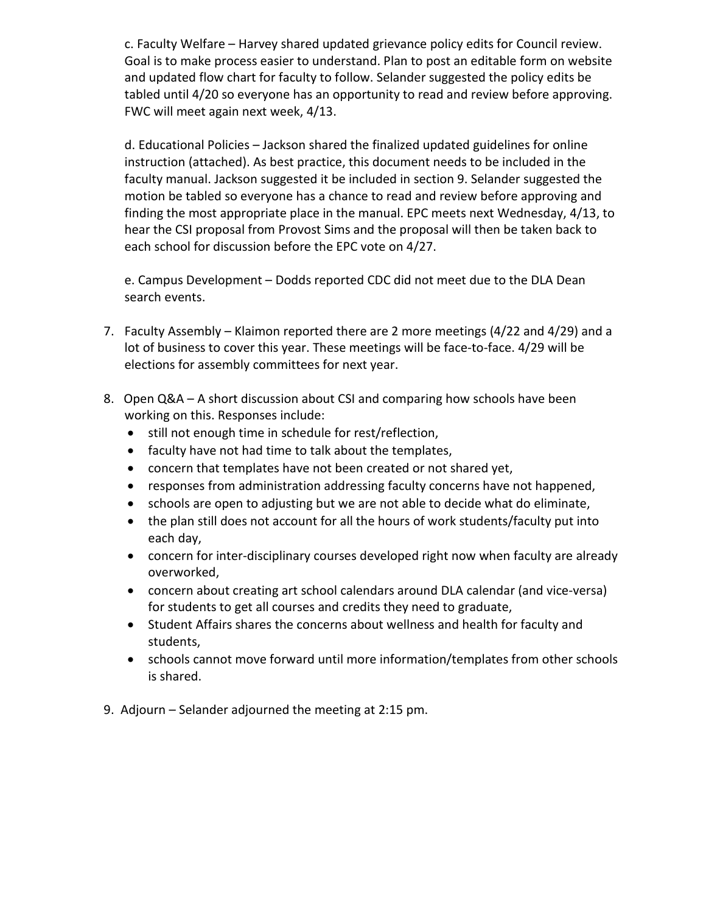c. Faculty Welfare – Harvey shared updated grievance policy edits for Council review. Goal is to make process easier to understand. Plan to post an editable form on website and updated flow chart for faculty to follow. Selander suggested the policy edits be tabled until 4/20 so everyone has an opportunity to read and review before approving. FWC will meet again next week, 4/13.

d. Educational Policies – Jackson shared the finalized updated guidelines for online instruction (attached). As best practice, this document needs to be included in the faculty manual. Jackson suggested it be included in section 9. Selander suggested the motion be tabled so everyone has a chance to read and review before approving and finding the most appropriate place in the manual. EPC meets next Wednesday, 4/13, to hear the CSI proposal from Provost Sims and the proposal will then be taken back to each school for discussion before the EPC vote on 4/27.

e. Campus Development – Dodds reported CDC did not meet due to the DLA Dean search events.

7. Faculty Assembly – Klaimon reported there are 2 more meetings (4/22 and 4/29) and a lot of business to cover this year. These meetings will be face-to-face. 4/29 will be elections for assembly committees for next year.

8. Open Q&A – A short discussion about CSI and comparing how schools have been working on this. Responses include:
   - still not enough time in schedule for rest/reflection,
   - faculty have not had time to talk about the templates,
   - concern that templates have not been created or not shared yet,
   - responses from administration addressing faculty concerns have not happened,
   - schools are open to adjusting but we are not able to decide what do eliminate,
   - the plan still does not account for all the hours of work students/faculty put into each day,
   - concern for inter-disciplinary courses developed right now when faculty are already overworked,
   - concern about creating art school calendars around DLA calendar (and vice-versa) for students to get all courses and credits they need to graduate,
   - Student Affairs shares the concerns about wellness and health for faculty and students,
   - schools cannot move forward until more information/templates from other schools is shared.

9. Adjourn – Selander adjourned the meeting at 2:15 pm.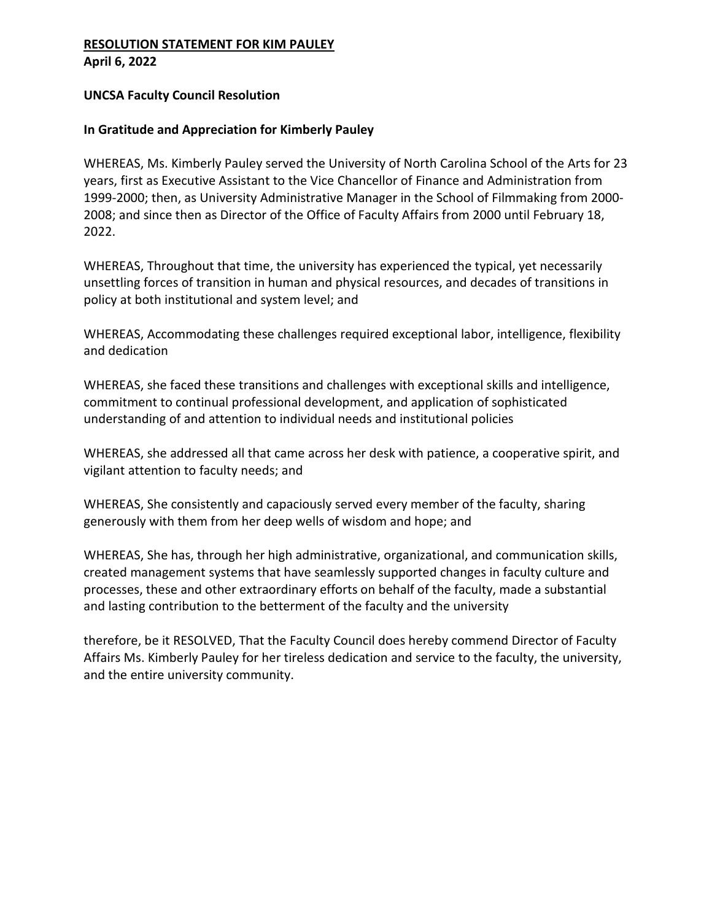**<u>RESOLUTION STATEMENT FOR KIM PAULEY</u>**
**April 6, 2022**

**UNCSA Faculty Council Resolution**

**In Gratitude and Appreciation for Kimberly Pauley**

WHEREAS, Ms. Kimberly Pauley served the University of North Carolina School of the Arts for 23 years, first as Executive Assistant to the Vice Chancellor of Finance and Administration from 1999-2000; then, as University Administrative Manager in the School of Filmmaking from 2000-2008; and since then as Director of the Office of Faculty Affairs from 2000 until February 18, 2022.

WHEREAS, Throughout that time, the university has experienced the typical, yet necessarily unsettling forces of transition in human and physical resources, and decades of transitions in policy at both institutional and system level; and

WHEREAS, Accommodating these challenges required exceptional labor, intelligence, flexibility and dedication

WHEREAS, she faced these transitions and challenges with exceptional skills and intelligence, commitment to continual professional development, and application of sophisticated understanding of and attention to individual needs and institutional policies

WHEREAS, she addressed all that came across her desk with patience, a cooperative spirit, and vigilant attention to faculty needs; and

WHEREAS, She consistently and capaciously served every member of the faculty, sharing generously with them from her deep wells of wisdom and hope; and

WHEREAS, She has, through her high administrative, organizational, and communication skills, created management systems that have seamlessly supported changes in faculty culture and processes, these and other extraordinary efforts on behalf of the faculty, made a substantial and lasting contribution to the betterment of the faculty and the university

therefore, be it RESOLVED, That the Faculty Council does hereby commend Director of Faculty Affairs Ms. Kimberly Pauley for her tireless dedication and service to the faculty, the university, and the entire university community.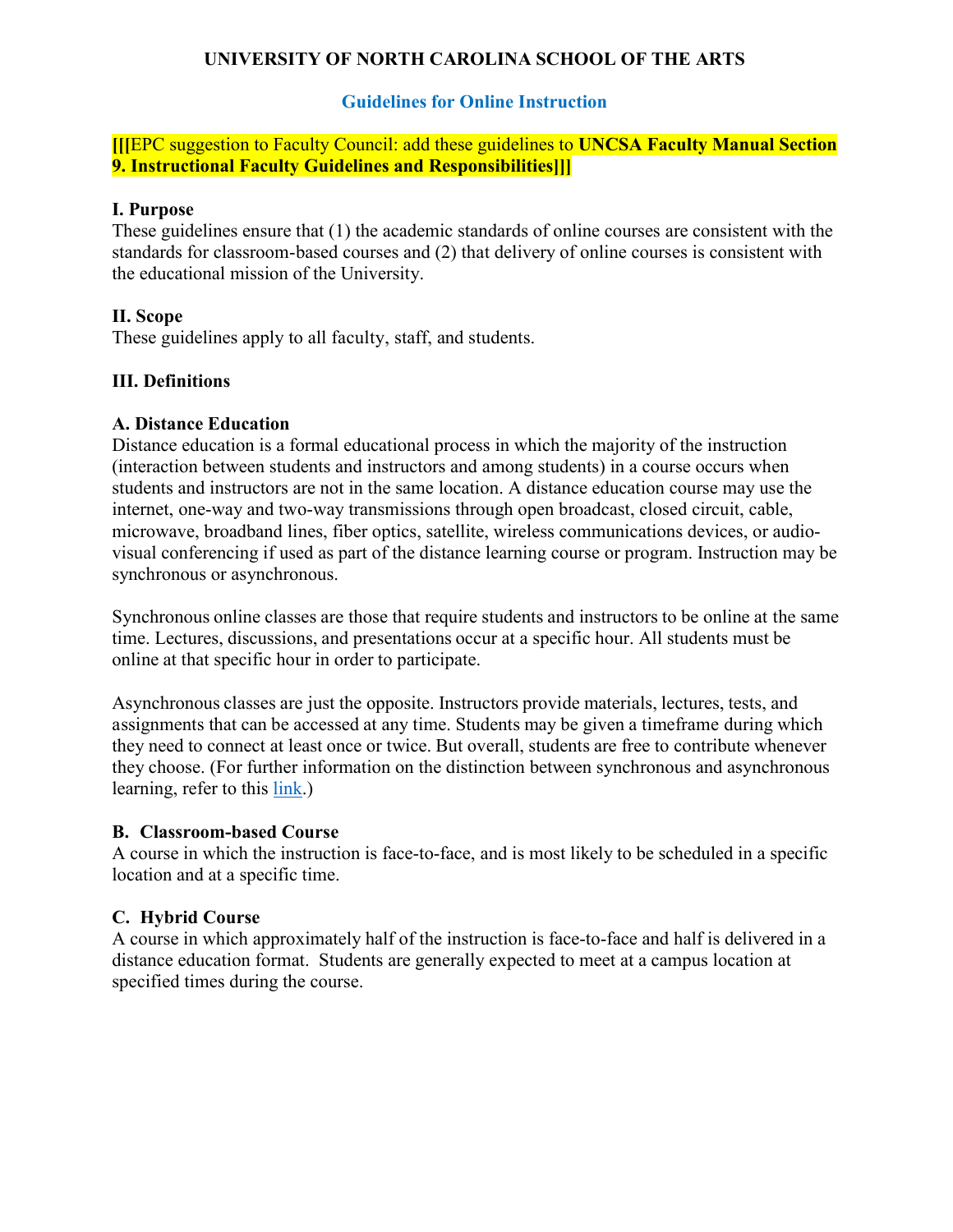**UNIVERSITY OF NORTH CAROLINA SCHOOL OF THE ARTS**

## Guidelines for Online Instruction

[[[EPC suggestion to Faculty Council: add these guidelines to **UNCSA Faculty Manual Section 9. Instructional Faculty Guidelines and Responsibilities]]]**

### I. Purpose

These guidelines ensure that (1) the academic standards of online courses are consistent with the standards for classroom-based courses and (2) that delivery of online courses is consistent with the educational mission of the University.

### II. Scope

These guidelines apply to all faculty, staff, and students.

### III. Definitions

#### A. Distance Education

Distance education is a formal educational process in which the majority of the instruction (interaction between students and instructors and among students) in a course occurs when students and instructors are not in the same location. A distance education course may use the internet, one-way and two-way transmissions through open broadcast, closed circuit, cable, microwave, broadband lines, fiber optics, satellite, wireless communications devices, or audio-visual conferencing if used as part of the distance learning course or program. Instruction may be synchronous or asynchronous.

Synchronous online classes are those that require students and instructors to be online at the same time. Lectures, discussions, and presentations occur at a specific hour. All students must be online at that specific hour in order to participate.

Asynchronous classes are just the opposite. Instructors provide materials, lectures, tests, and assignments that can be accessed at any time. Students may be given a timeframe during which they need to connect at least once or twice. But overall, students are free to contribute whenever they choose. (For further information on the distinction between synchronous and asynchronous learning, refer to this link.)

#### B. Classroom-based Course

A course in which the instruction is face-to-face, and is most likely to be scheduled in a specific location and at a specific time.

#### C. Hybrid Course

A course in which approximately half of the instruction is face-to-face and half is delivered in a distance education format. Students are generally expected to meet at a campus location at specified times during the course.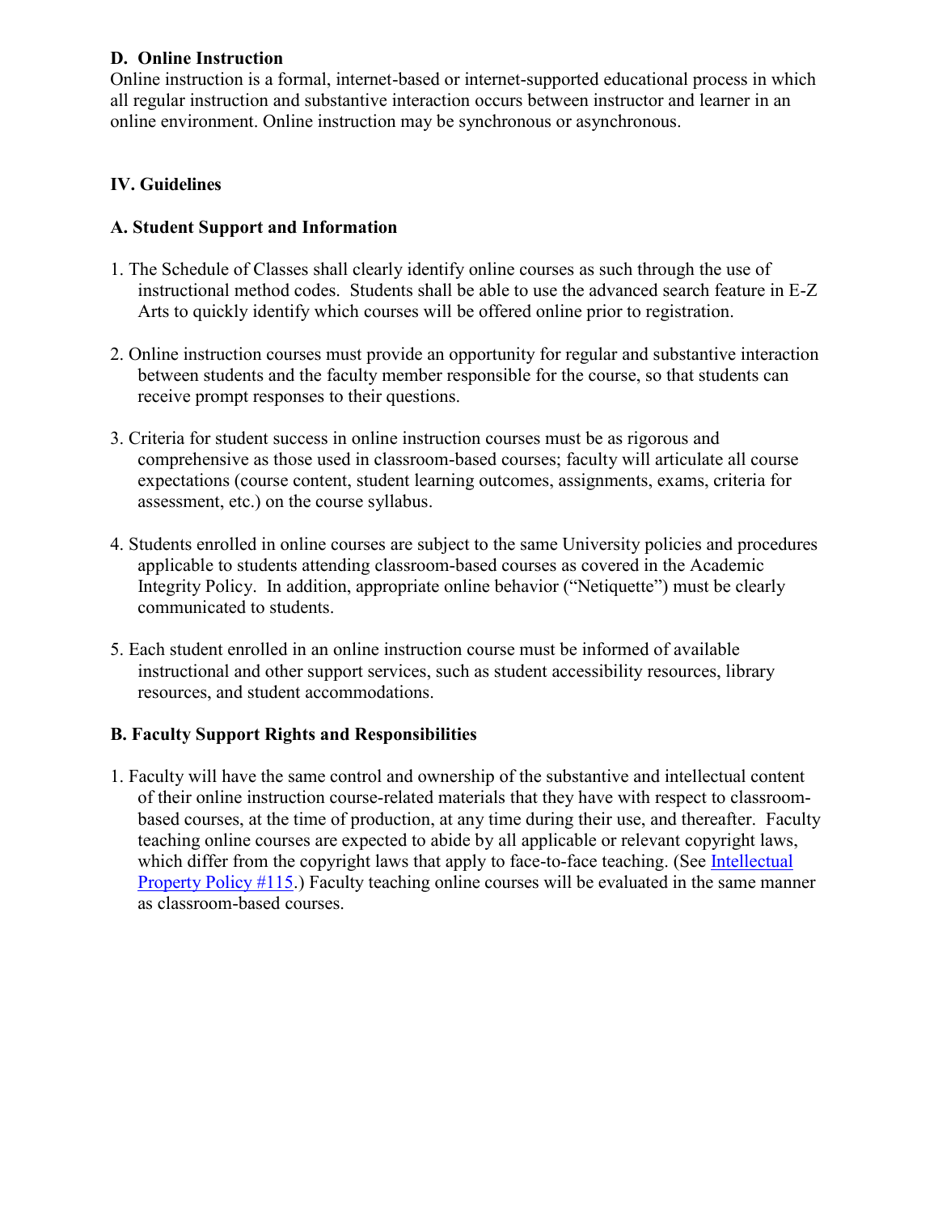**D. Online Instruction**

Online instruction is a formal, internet-based or internet-supported educational process in which all regular instruction and substantive interaction occurs between instructor and learner in an online environment. Online instruction may be synchronous or asynchronous.

## IV. Guidelines

### A. Student Support and Information

1. The Schedule of Classes shall clearly identify online courses as such through the use of instructional method codes. Students shall be able to use the advanced search feature in E-Z Arts to quickly identify which courses will be offered online prior to registration.

2. Online instruction courses must provide an opportunity for regular and substantive interaction between students and the faculty member responsible for the course, so that students can receive prompt responses to their questions.

3. Criteria for student success in online instruction courses must be as rigorous and comprehensive as those used in classroom-based courses; faculty will articulate all course expectations (course content, student learning outcomes, assignments, exams, criteria for assessment, etc.) on the course syllabus.

4. Students enrolled in online courses are subject to the same University policies and procedures applicable to students attending classroom-based courses as covered in the Academic Integrity Policy. In addition, appropriate online behavior ("Netiquette") must be clearly communicated to students.

5. Each student enrolled in an online instruction course must be informed of available instructional and other support services, such as student accessibility resources, library resources, and student accommodations.

### B. Faculty Support Rights and Responsibilities

1. Faculty will have the same control and ownership of the substantive and intellectual content of their online instruction course-related materials that they have with respect to classroom-based courses, at the time of production, at any time during their use, and thereafter. Faculty teaching online courses are expected to abide by all applicable or relevant copyright laws, which differ from the copyright laws that apply to face-to-face teaching. (See Intellectual Property Policy #115.) Faculty teaching online courses will be evaluated in the same manner as classroom-based courses.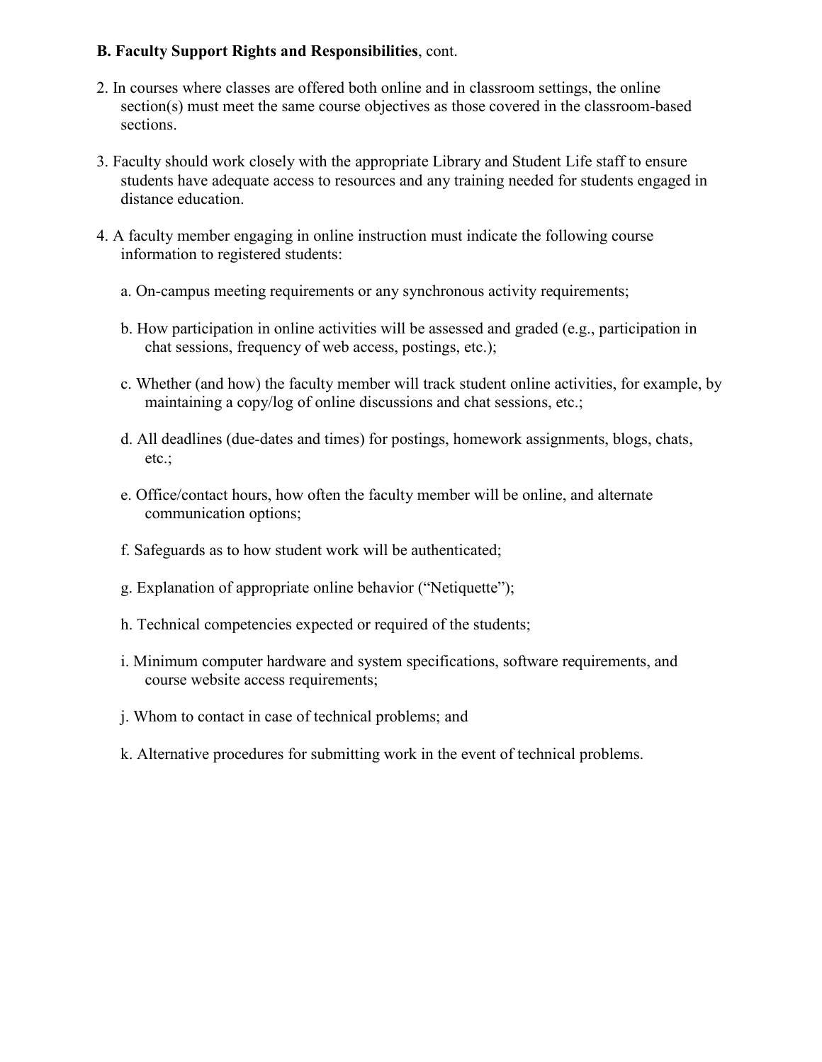**B. Faculty Support Rights and Responsibilities**, cont.

2. In courses where classes are offered both online and in classroom settings, the online section(s) must meet the same course objectives as those covered in the classroom-based sections.

3. Faculty should work closely with the appropriate Library and Student Life staff to ensure students have adequate access to resources and any training needed for students engaged in distance education.

4. A faculty member engaging in online instruction must indicate the following course information to registered students:

   a. On-campus meeting requirements or any synchronous activity requirements;

   b. How participation in online activities will be assessed and graded (e.g., participation in chat sessions, frequency of web access, postings, etc.);

   c. Whether (and how) the faculty member will track student online activities, for example, by maintaining a copy/log of online discussions and chat sessions, etc.;

   d. All deadlines (due-dates and times) for postings, homework assignments, blogs, chats, etc.;

   e. Office/contact hours, how often the faculty member will be online, and alternate communication options;

   f. Safeguards as to how student work will be authenticated;

   g. Explanation of appropriate online behavior ("Netiquette");

   h. Technical competencies expected or required of the students;

   i. Minimum computer hardware and system specifications, software requirements, and course website access requirements;

   j. Whom to contact in case of technical problems; and

   k. Alternative procedures for submitting work in the event of technical problems.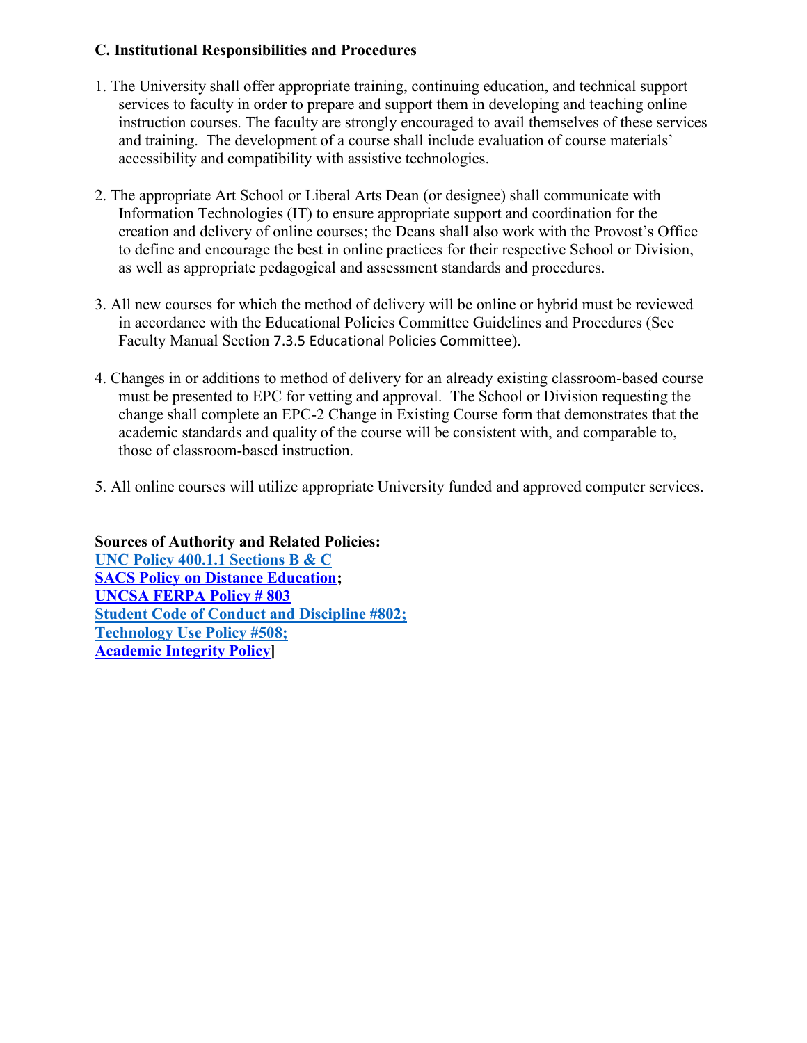**C. Institutional Responsibilities and Procedures**

1. The University shall offer appropriate training, continuing education, and technical support services to faculty in order to prepare and support them in developing and teaching online instruction courses. The faculty are strongly encouraged to avail themselves of these services and training. The development of a course shall include evaluation of course materials' accessibility and compatibility with assistive technologies.

2. The appropriate Art School or Liberal Arts Dean (or designee) shall communicate with Information Technologies (IT) to ensure appropriate support and coordination for the creation and delivery of online courses; the Deans shall also work with the Provost's Office to define and encourage the best in online practices for their respective School or Division, as well as appropriate pedagogical and assessment standards and procedures.

3. All new courses for which the method of delivery will be online or hybrid must be reviewed in accordance with the Educational Policies Committee Guidelines and Procedures (See Faculty Manual Section 7.3.5 Educational Policies Committee).

4. Changes in or additions to method of delivery for an already existing classroom-based course must be presented to EPC for vetting and approval. The School or Division requesting the change shall complete an EPC-2 Change in Existing Course form that demonstrates that the academic standards and quality of the course will be consistent with, and comparable to, those of classroom-based instruction.

5. All online courses will utilize appropriate University funded and approved computer services.

**Sources of Authority and Related Policies:**
**UNC Policy 400.1.1 Sections B & C**
**SACS Policy on Distance Education;**
**UNCSA FERPA Policy # 803**
**Student Code of Conduct and Discipline #802;**
**Technology Use Policy #508;**
**Academic Integrity Policy]**